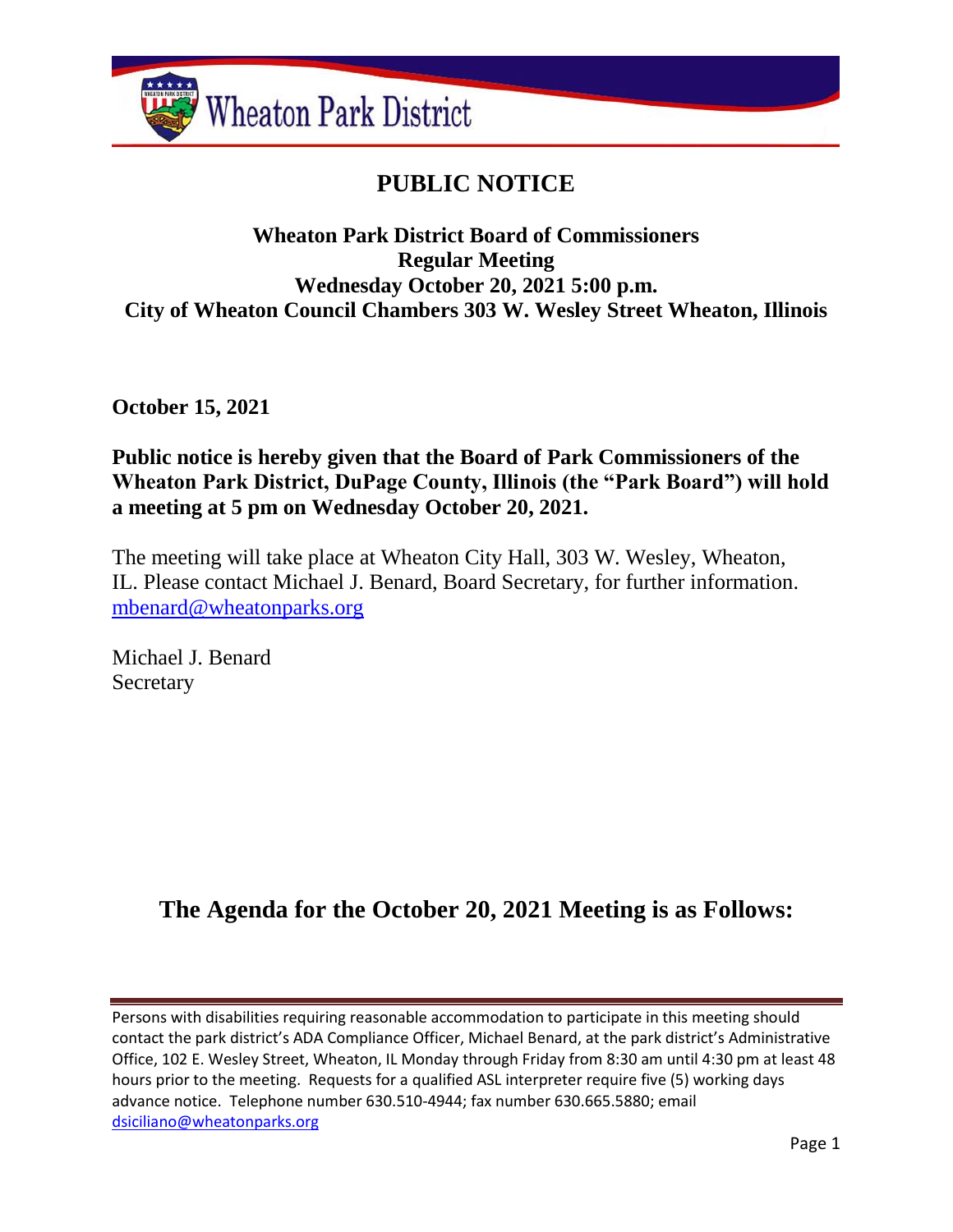Wheaton Park District

# PUBLIC NOTICE

**Wheaton Park District Board of Commissioners**
**Regular Meeting**
**Wednesday October 20, 2021 5:00 p.m.**
**City of Wheaton Council Chambers 303 W. Wesley Street Wheaton, Illinois**

**October 15, 2021**

**Public notice is hereby given that the Board of Park Commissioners of the Wheaton Park District, DuPage County, Illinois (the "Park Board") will hold a meeting at 5 pm on Wednesday October 20, 2021.**

The meeting will take place at Wheaton City Hall, 303 W. Wesley, Wheaton, IL. Please contact Michael J. Benard, Board Secretary, for further information. mbenard@wheatonparks.org

Michael J. Benard
Secretary

## The Agenda for the October 20, 2021 Meeting is as Follows:

Persons with disabilities requiring reasonable accommodation to participate in this meeting should contact the park district's ADA Compliance Officer, Michael Benard, at the park district's Administrative Office, 102 E. Wesley Street, Wheaton, IL Monday through Friday from 8:30 am until 4:30 pm at least 48 hours prior to the meeting. Requests for a qualified ASL interpreter require five (5) working days advance notice. Telephone number 630.510-4944; fax number 630.665.5880; email dsiciliano@wheatonparks.org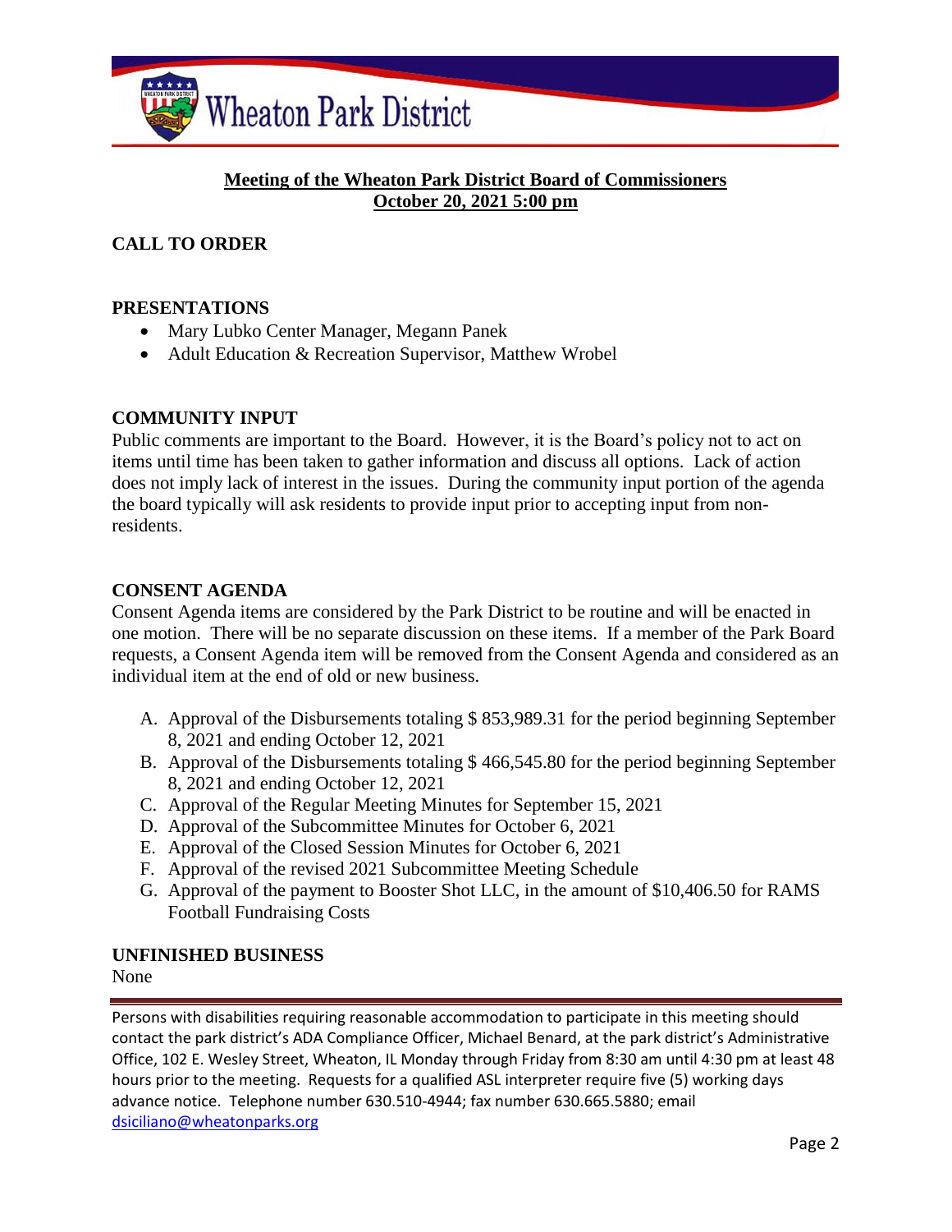**Meeting of the Wheaton Park District Board of Commissioners**
**October 20, 2021 5:00 pm**

## CALL TO ORDER

## PRESENTATIONS

- Mary Lubko Center Manager, Megann Panek
- Adult Education & Recreation Supervisor, Matthew Wrobel

## COMMUNITY INPUT

Public comments are important to the Board. However, it is the Board's policy not to act on items until time has been taken to gather information and discuss all options. Lack of action does not imply lack of interest in the issues. During the community input portion of the agenda the board typically will ask residents to provide input prior to accepting input from non-residents.

## CONSENT AGENDA

Consent Agenda items are considered by the Park District to be routine and will be enacted in one motion. There will be no separate discussion on these items. If a member of the Park Board requests, a Consent Agenda item will be removed from the Consent Agenda and considered as an individual item at the end of old or new business.

A. Approval of the Disbursements totaling $ 853,989.31 for the period beginning September 8, 2021 and ending October 12, 2021
B. Approval of the Disbursements totaling $ 466,545.80 for the period beginning September 8, 2021 and ending October 12, 2021
C. Approval of the Regular Meeting Minutes for September 15, 2021
D. Approval of the Subcommittee Minutes for October 6, 2021
E. Approval of the Closed Session Minutes for October 6, 2021
F. Approval of the revised 2021 Subcommittee Meeting Schedule
G. Approval of the payment to Booster Shot LLC, in the amount of $10,406.50 for RAMS Football Fundraising Costs

## UNFINISHED BUSINESS

None

Persons with disabilities requiring reasonable accommodation to participate in this meeting should contact the park district's ADA Compliance Officer, Michael Benard, at the park district's Administrative Office, 102 E. Wesley Street, Wheaton, IL Monday through Friday from 8:30 am until 4:30 pm at least 48 hours prior to the meeting. Requests for a qualified ASL interpreter require five (5) working days advance notice. Telephone number 630.510-4944; fax number 630.665.5880; email dsiciliano@wheatonparks.org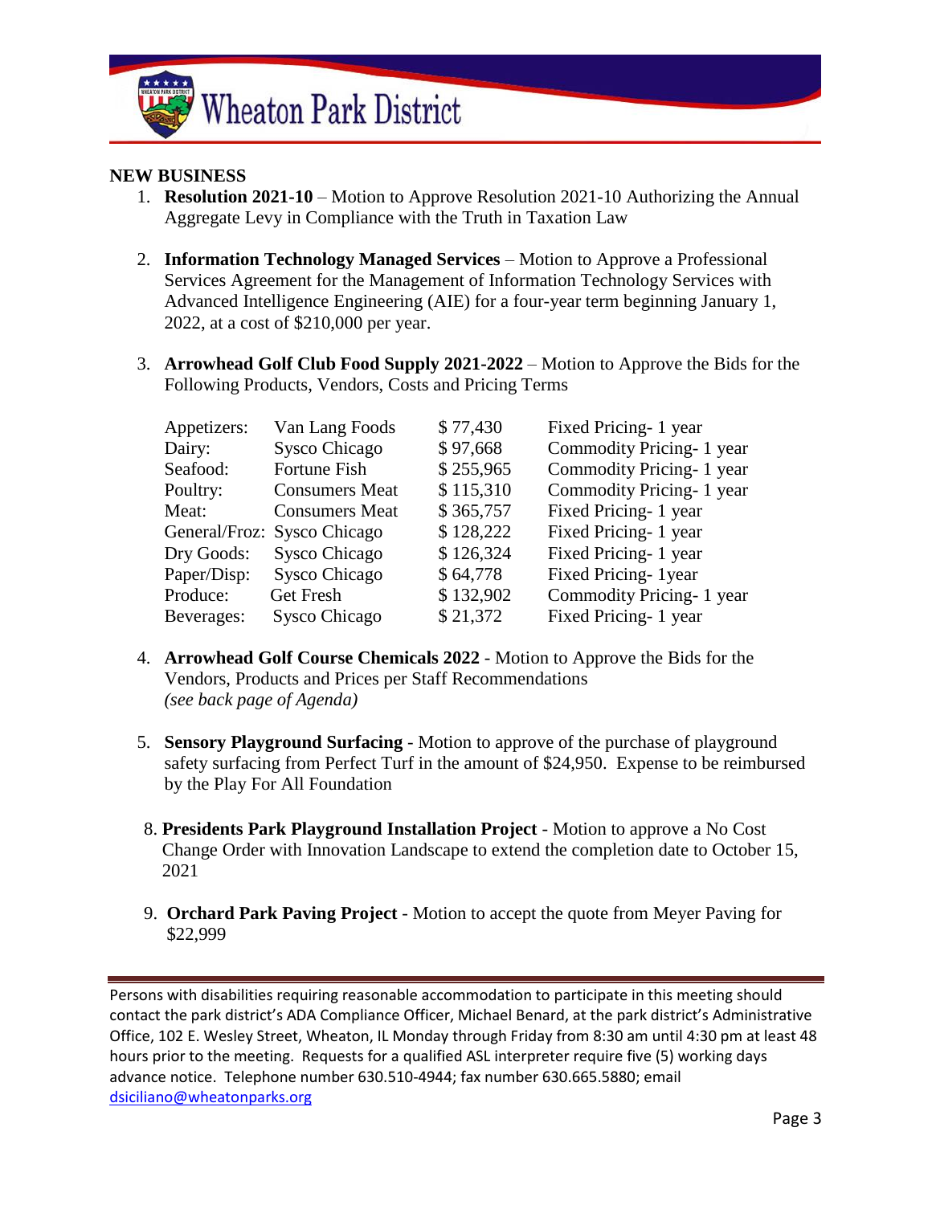## NEW BUSINESS

1. **Resolution 2021-10** – Motion to Approve Resolution 2021-10 Authorizing the Annual Aggregate Levy in Compliance with the Truth in Taxation Law

2. **Information Technology Managed Services** – Motion to Approve a Professional Services Agreement for the Management of Information Technology Services with Advanced Intelligence Engineering (AIE) for a four-year term beginning January 1, 2022, at a cost of $210,000 per year.

3. **Arrowhead Golf Club Food Supply 2021-2022** – Motion to Approve the Bids for the Following Products, Vendors, Costs and Pricing Terms

| | | | |
|---|---|---|---|
| Appetizers: | Van Lang Foods | $ 77,430 | Fixed Pricing- 1 year |
| Dairy: | Sysco Chicago | $ 97,668 | Commodity Pricing- 1 year |
| Seafood: | Fortune Fish | $ 255,965 | Commodity Pricing- 1 year |
| Poultry: | Consumers Meat | $ 115,310 | Commodity Pricing- 1 year |
| Meat: | Consumers Meat | $ 365,757 | Fixed Pricing- 1 year |
| General/Froz: | Sysco Chicago | $ 128,222 | Fixed Pricing- 1 year |
| Dry Goods: | Sysco Chicago | $ 126,324 | Fixed Pricing- 1 year |
| Paper/Disp: | Sysco Chicago | $ 64,778 | Fixed Pricing- 1year |
| Produce: | Get Fresh | $ 132,902 | Commodity Pricing- 1 year |
| Beverages: | Sysco Chicago | $ 21,372 | Fixed Pricing- 1 year |

4. **Arrowhead Golf Course Chemicals 2022** - Motion to Approve the Bids for the Vendors, Products and Prices per Staff Recommendations  
   *(see back page of Agenda)*

5. **Sensory Playground Surfacing** - Motion to approve of the purchase of playground safety surfacing from Perfect Turf in the amount of $24,950. Expense to be reimbursed by the Play For All Foundation

8. **Presidents Park Playground Installation Project** - Motion to approve a No Cost Change Order with Innovation Landscape to extend the completion date to October 15, 2021

9. **Orchard Park Paving Project** - Motion to accept the quote from Meyer Paving for $22,999

---

Persons with disabilities requiring reasonable accommodation to participate in this meeting should contact the park district's ADA Compliance Officer, Michael Benard, at the park district's Administrative Office, 102 E. Wesley Street, Wheaton, IL Monday through Friday from 8:30 am until 4:30 pm at least 48 hours prior to the meeting. Requests for a qualified ASL interpreter require five (5) working days advance notice. Telephone number 630.510-4944; fax number 630.665.5880; email dsiciliano@wheatonparks.org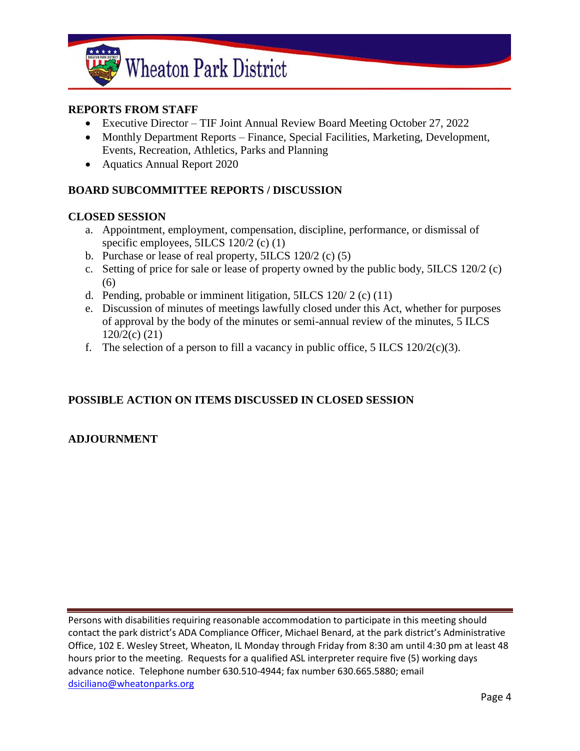**REPORTS FROM STAFF**

- Executive Director – TIF Joint Annual Review Board Meeting October 27, 2022
- Monthly Department Reports – Finance, Special Facilities, Marketing, Development, Events, Recreation, Athletics, Parks and Planning
- Aquatics Annual Report 2020

**BOARD SUBCOMMITTEE REPORTS / DISCUSSION**

**CLOSED SESSION**

a. Appointment, employment, compensation, discipline, performance, or dismissal of specific employees, 5ILCS 120/2 (c) (1)
b. Purchase or lease of real property, 5ILCS 120/2 (c) (5)
c. Setting of price for sale or lease of property owned by the public body, 5ILCS 120/2 (c) (6)
d. Pending, probable or imminent litigation, 5ILCS 120/ 2 (c) (11)
e. Discussion of minutes of meetings lawfully closed under this Act, whether for purposes of approval by the body of the minutes or semi-annual review of the minutes, 5 ILCS 120/2(c) (21)
f. The selection of a person to fill a vacancy in public office, 5 ILCS 120/2(c)(3).

**POSSIBLE ACTION ON ITEMS DISCUSSED IN CLOSED SESSION**

**ADJOURNMENT**

Persons with disabilities requiring reasonable accommodation to participate in this meeting should contact the park district's ADA Compliance Officer, Michael Benard, at the park district's Administrative Office, 102 E. Wesley Street, Wheaton, IL Monday through Friday from 8:30 am until 4:30 pm at least 48 hours prior to the meeting. Requests for a qualified ASL interpreter require five (5) working days advance notice. Telephone number 630.510-4944; fax number 630.665.5880; email dsiciliano@wheatonparks.org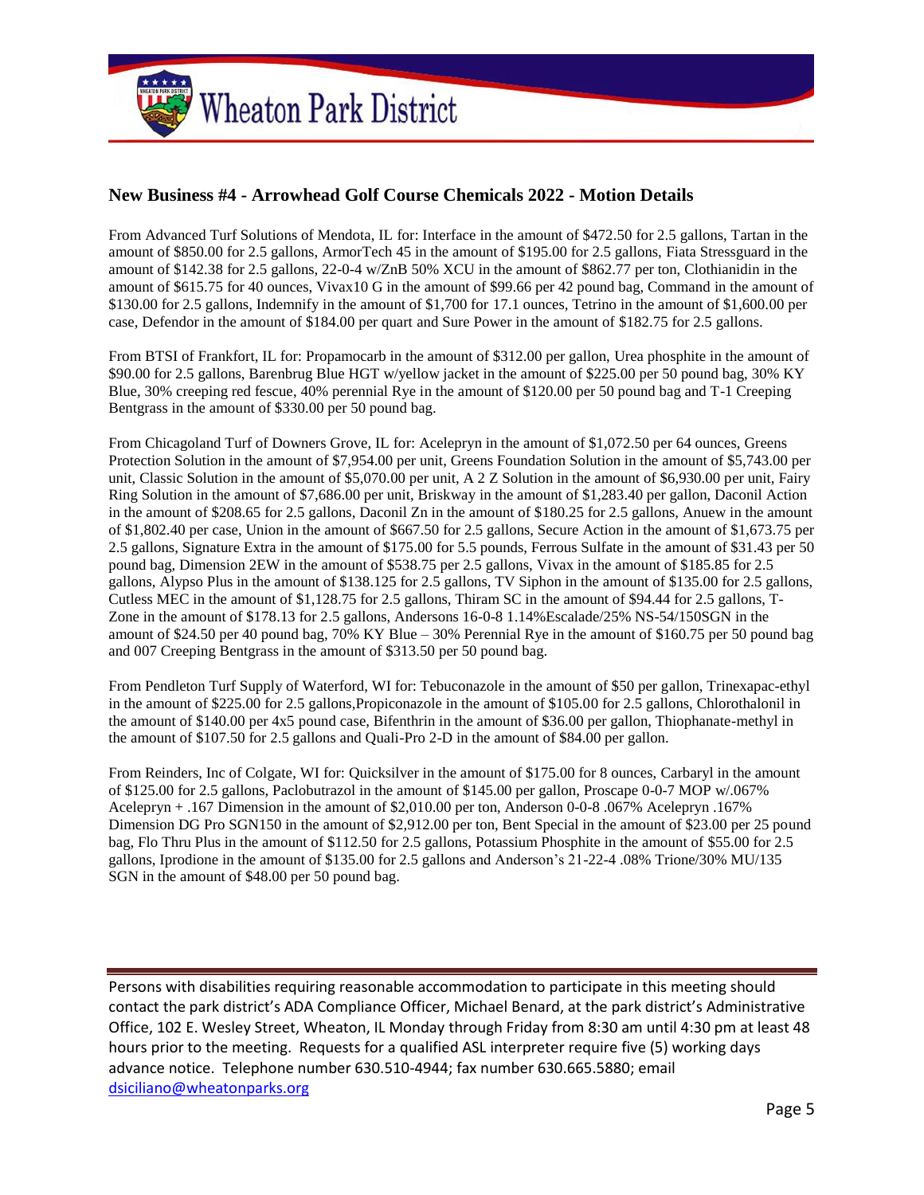## New Business #4 - Arrowhead Golf Course Chemicals 2022 - Motion Details

From Advanced Turf Solutions of Mendota, IL for: Interface in the amount of $472.50 for 2.5 gallons, Tartan in the amount of $850.00 for 2.5 gallons, ArmorTech 45 in the amount of $195.00 for 2.5 gallons, Fiata Stressguard in the amount of $142.38 for 2.5 gallons, 22-0-4 w/ZnB 50% XCU in the amount of $862.77 per ton, Clothianidin in the amount of $615.75 for 40 ounces, Vivax10 G in the amount of $99.66 per 42 pound bag, Command in the amount of $130.00 for 2.5 gallons, Indemnify in the amount of $1,700 for 17.1 ounces, Tetrino in the amount of $1,600.00 per case, Defendor in the amount of $184.00 per quart and Sure Power in the amount of $182.75 for 2.5 gallons.

From BTSI of Frankfort, IL for: Propamocarb in the amount of $312.00 per gallon, Urea phosphite in the amount of $90.00 for 2.5 gallons, Barenbrug Blue HGT w/yellow jacket in the amount of $225.00 per 50 pound bag, 30% KY Blue, 30% creeping red fescue, 40% perennial Rye in the amount of $120.00 per 50 pound bag and T-1 Creeping Bentgrass in the amount of $330.00 per 50 pound bag.

From Chicagoland Turf of Downers Grove, IL for: Acelepryn in the amount of $1,072.50 per 64 ounces, Greens Protection Solution in the amount of $7,954.00 per unit, Greens Foundation Solution in the amount of $5,743.00 per unit, Classic Solution in the amount of $5,070.00 per unit, A 2 Z Solution in the amount of $6,930.00 per unit, Fairy Ring Solution in the amount of $7,686.00 per unit, Briskway in the amount of $1,283.40 per gallon, Daconil Action in the amount of $208.65 for 2.5 gallons, Daconil Zn in the amount of $180.25 for 2.5 gallons, Anuew in the amount of $1,802.40 per case, Union in the amount of $667.50 for 2.5 gallons, Secure Action in the amount of $1,673.75 per 2.5 gallons, Signature Extra in the amount of $175.00 for 5.5 pounds, Ferrous Sulfate in the amount of $31.43 per 50 pound bag, Dimension 2EW in the amount of $538.75 per 2.5 gallons, Vivax in the amount of $185.85 for 2.5 gallons, Alypso Plus in the amount of $138.125 for 2.5 gallons, TV Siphon in the amount of $135.00 for 2.5 gallons, Cutless MEC in the amount of $1,128.75 for 2.5 gallons, Thiram SC in the amount of $94.44 for 2.5 gallons, T-Zone in the amount of $178.13 for 2.5 gallons, Andersons 16-0-8 1.14%Escalade/25% NS-54/150SGN in the amount of $24.50 per 40 pound bag, 70% KY Blue – 30% Perennial Rye in the amount of $160.75 per 50 pound bag and 007 Creeping Bentgrass in the amount of $313.50 per 50 pound bag.

From Pendleton Turf Supply of Waterford, WI for: Tebuconazole in the amount of $50 per gallon, Trinexapac-ethyl in the amount of $225.00 for 2.5 gallons,Propiconazole in the amount of $105.00 for 2.5 gallons, Chlorothalonil in the amount of $140.00 per 4x5 pound case, Bifenthrin in the amount of $36.00 per gallon, Thiophanate-methyl in the amount of $107.50 for 2.5 gallons and Quali-Pro 2-D in the amount of $84.00 per gallon.

From Reinders, Inc of Colgate, WI for: Quicksilver in the amount of $175.00 for 8 ounces, Carbaryl in the amount of $125.00 for 2.5 gallons, Paclobutrazol in the amount of $145.00 per gallon, Proscape 0-0-7 MOP w/.067% Acelepryn + .167 Dimension in the amount of $2,010.00 per ton, Anderson 0-0-8 .067% Acelepryn .167% Dimension DG Pro SGN150 in the amount of $2,912.00 per ton, Bent Special in the amount of $23.00 per 25 pound bag, Flo Thru Plus in the amount of $112.50 for 2.5 gallons, Potassium Phosphite in the amount of $55.00 for 2.5 gallons, Iprodione in the amount of $135.00 for 2.5 gallons and Anderson's 21-22-4 .08% Trione/30% MU/135 SGN in the amount of $48.00 per 50 pound bag.

Persons with disabilities requiring reasonable accommodation to participate in this meeting should contact the park district's ADA Compliance Officer, Michael Benard, at the park district's Administrative Office, 102 E. Wesley Street, Wheaton, IL Monday through Friday from 8:30 am until 4:30 pm at least 48 hours prior to the meeting. Requests for a qualified ASL interpreter require five (5) working days advance notice. Telephone number 630.510-4944; fax number 630.665.5880; email dsiciliano@wheatonparks.org